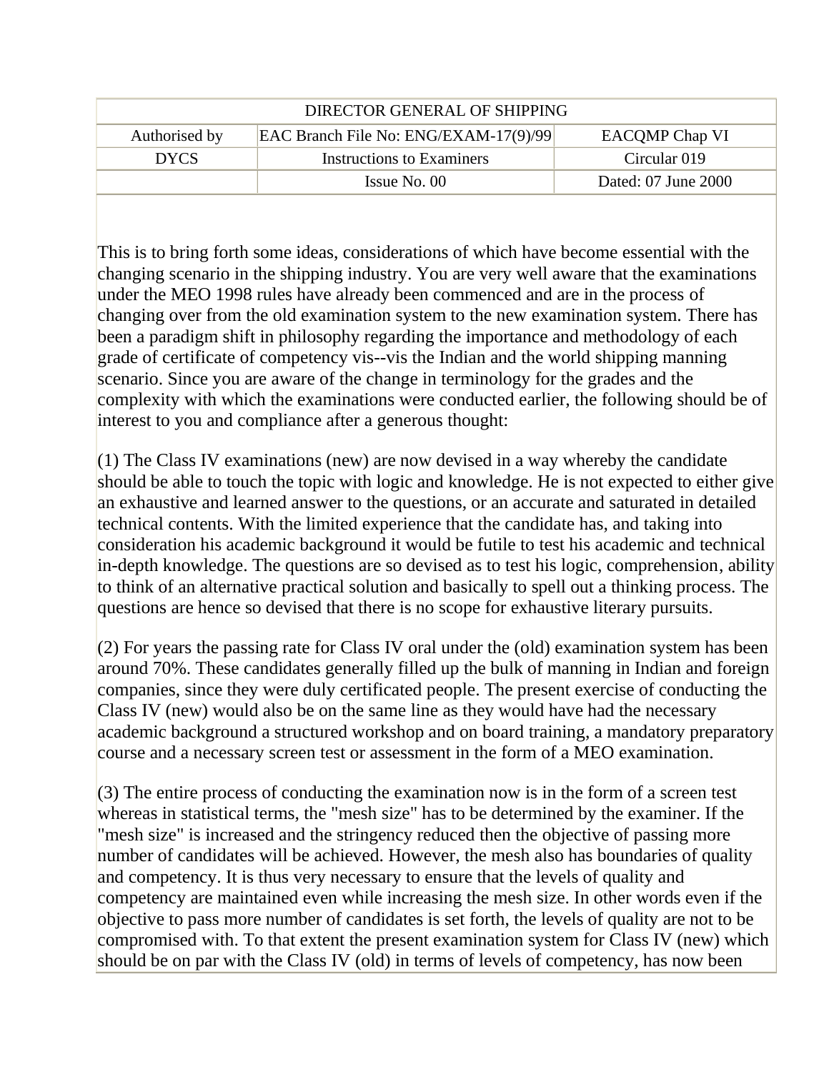| DIRECTOR GENERAL OF SHIPPING | | |
|---|---|---|
| Authorised by | EAC Branch File No: ENG/EXAM-17(9)/99 | EACQMP Chap VI |
| DYCS | Instructions to Examiners | Circular 019 |
| | Issue No. 00 | Dated: 07 June 2000 |

This is to bring forth some ideas, considerations of which have become essential with the changing scenario in the shipping industry. You are very well aware that the examinations under the MEO 1998 rules have already been commenced and are in the process of changing over from the old examination system to the new examination system. There has been a paradigm shift in philosophy regarding the importance and methodology of each grade of certificate of competency vis--vis the Indian and the world shipping manning scenario. Since you are aware of the change in terminology for the grades and the complexity with which the examinations were conducted earlier, the following should be of interest to you and compliance after a generous thought:

(1) The Class IV examinations (new) are now devised in a way whereby the candidate should be able to touch the topic with logic and knowledge. He is not expected to either give an exhaustive and learned answer to the questions, or an accurate and saturated in detailed technical contents. With the limited experience that the candidate has, and taking into consideration his academic background it would be futile to test his academic and technical in-depth knowledge. The questions are so devised as to test his logic, comprehension, ability to think of an alternative practical solution and basically to spell out a thinking process. The questions are hence so devised that there is no scope for exhaustive literary pursuits.

(2) For years the passing rate for Class IV oral under the (old) examination system has been around 70%. These candidates generally filled up the bulk of manning in Indian and foreign companies, since they were duly certificated people. The present exercise of conducting the Class IV (new) would also be on the same line as they would have had the necessary academic background a structured workshop and on board training, a mandatory preparatory course and a necessary screen test or assessment in the form of a MEO examination.

(3) The entire process of conducting the examination now is in the form of a screen test whereas in statistical terms, the "mesh size" has to be determined by the examiner. If the "mesh size" is increased and the stringency reduced then the objective of passing more number of candidates will be achieved. However, the mesh also has boundaries of quality and competency. It is thus very necessary to ensure that the levels of quality and competency are maintained even while increasing the mesh size. In other words even if the objective to pass more number of candidates is set forth, the levels of quality are not to be compromised with. To that extent the present examination system for Class IV (new) which should be on par with the Class IV (old) in terms of levels of competency, has now been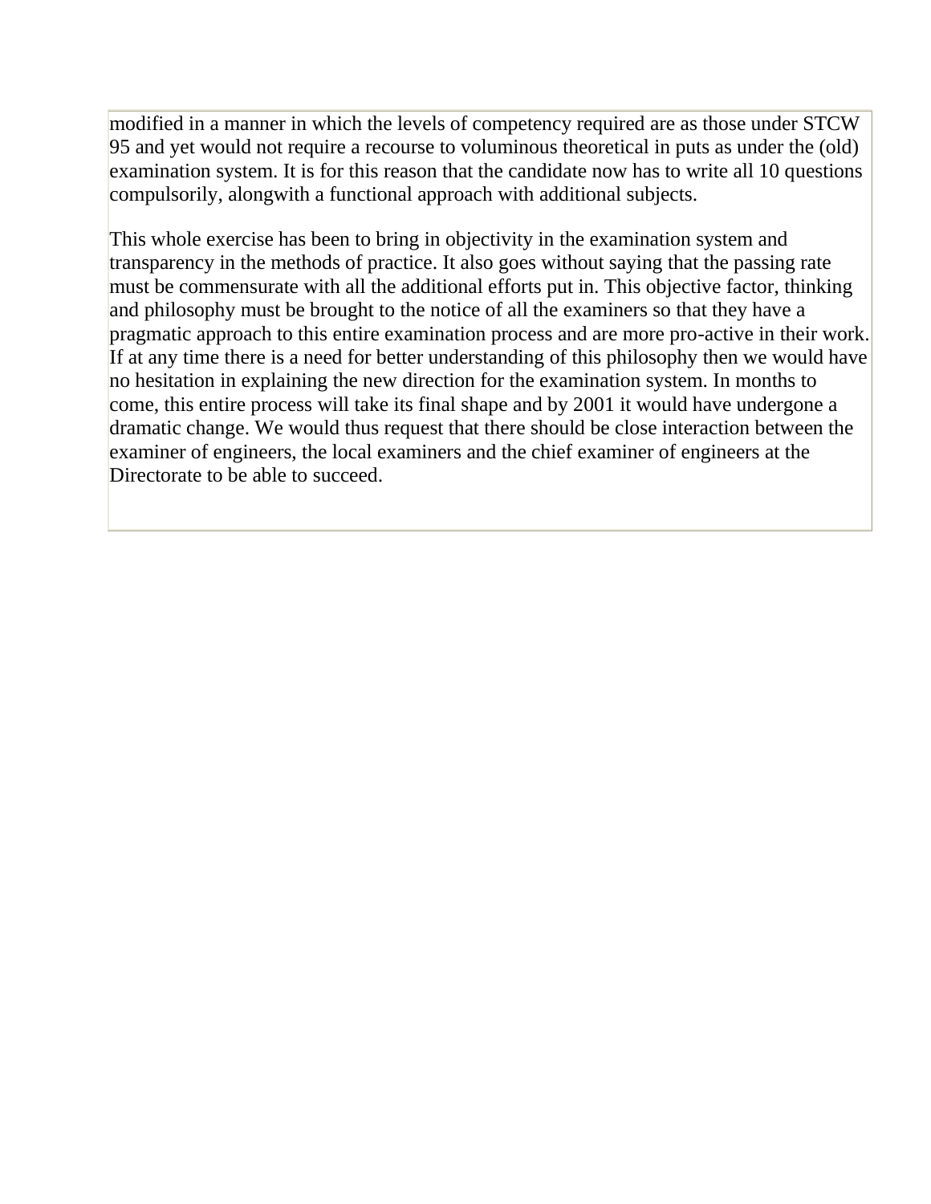modified in a manner in which the levels of competency required are as those under STCW 95 and yet would not require a recourse to voluminous theoretical in puts as under the (old) examination system. It is for this reason that the candidate now has to write all 10 questions compulsorily, alongwith a functional approach with additional subjects.

This whole exercise has been to bring in objectivity in the examination system and transparency in the methods of practice. It also goes without saying that the passing rate must be commensurate with all the additional efforts put in. This objective factor, thinking and philosophy must be brought to the notice of all the examiners so that they have a pragmatic approach to this entire examination process and are more pro-active in their work. If at any time there is a need for better understanding of this philosophy then we would have no hesitation in explaining the new direction for the examination system. In months to come, this entire process will take its final shape and by 2001 it would have undergone a dramatic change. We would thus request that there should be close interaction between the examiner of engineers, the local examiners and the chief examiner of engineers at the Directorate to be able to succeed.